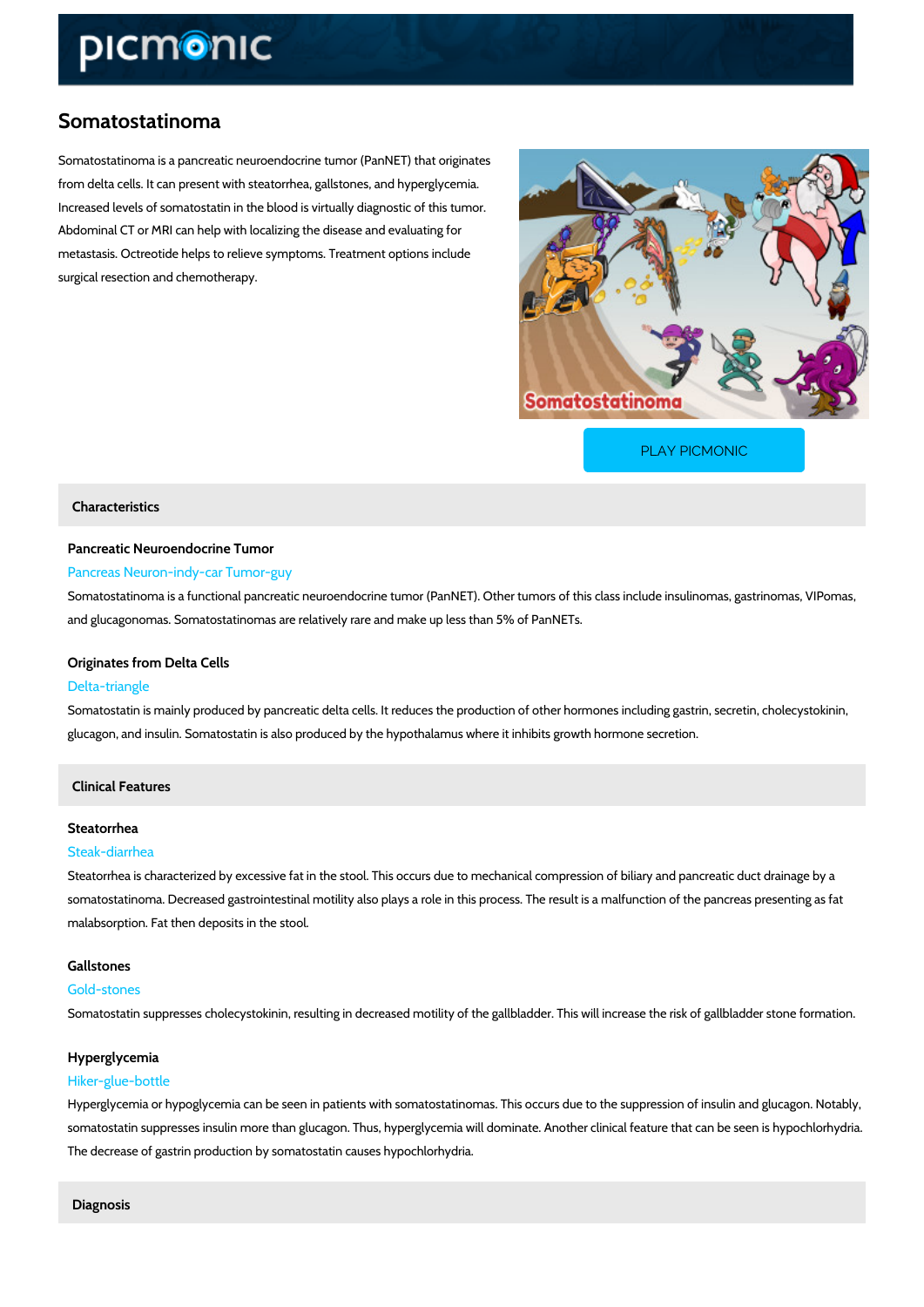# Somatostatinoma

Somatostatinoma is a pancreatic neuroendocrine tumor (PanNET) that originates from delta cells. It can present with steatorrhea, gallstones, and hyperglycemia. Increased levels of somatostatin in the blood is virtually diagnostic of this tumor. Abdominal CT or MRI can help with localizing the disease and evaluating for metastasis. Octreotide helps to relieve symptoms. Treatment options include surgical resection and chemotherapy.

PLAY PICMONIC

## Characteristics

### Pancreatic Neuroendocrine Tumor

Pancreas Neuron-indy-car Tumor-guy

Somatostatinoma is a functional pancreatic neuroendocrine tumor (PanNET). Other tumors of this class include insulinomas, gastrinomas, VIPomas, and glucagonomas. Somatostatinomas are relatively rare and make up less than 5% of PanNETs.

### Originates from Delta Cells

Delta-triangle

Somatostatin is mainly produced by pancreatic delta cells. It reduces the production of other hormones including gastrin, secretin, cholecystokinin, glucagon, and insulin. Somatostatin is also produced by the hypothalamus where it inhibits growth hormone secretion.

## Clinical Features

### Steatorrhea

Steak-diarrhea

Steatorrhea is characterized by excessive fat in the stool. This occurs due to mechanical compression of biliary and pancreatic duct drainage by a somatostatinoma. Decreased gastrointestinal motility also plays a role in this process. The result is a malfunction of the pancreas presenting as fat malabsorption. Fat then deposits in the stool.

### Gallstones

Gold-stones

Somatostatin suppresses cholecystokinin, resulting in decreased motility of the gallbladder. This will increase the risk of gallbladder stone formation.

### Hyperglycemia

Hiker-glue-bottle

Hyperglycemia or hypoglycemia can be seen in patients with somatostatinomas. This occurs due to the suppression of insulin and glucagon. Notably, somatostatin suppresses insulin more than glucagon. Thus, hyperglycemia will dominate. Another clinical feature that can be seen is hypochlorhydria. The decrease of gastrin production by somatostatin causes hypochlorhydria.

## Diagnosis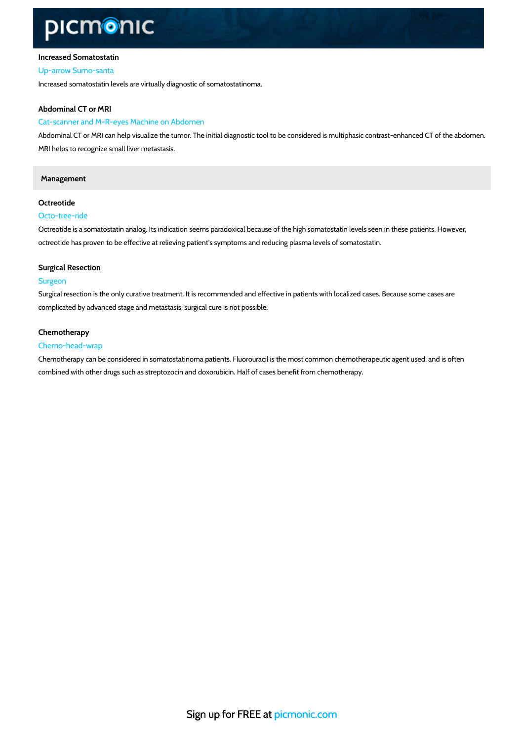### Increased Somatostatin

Up-arrow Sumo-santa

Increased somatostatin levels are virtually diagnostic of somatostatinoma.

### Abdominal CT or MRI

Cat-scanner and M-R-eyes Machine on Abdomen

Abdominal CT or MRI can help visualize the tumor. The initial diagnostic tool to be considered is multiphasic contrast-enhanced CT of the abdomen. MRI helps to recognize small liver metastasis.

## Management

### Octreotide

Octo-tree-ride

Octreotide is a somatostatin analog. Its indication seems paradoxical because of the high somatostatin levels seen in these patients. However, octreotide has proven to be effective at relieving patient's symptoms and reducing plasma levels of somatostatin.

### Surgical Resection

Surgeon

Surgical resection is the only curative treatment. It is recommended and effective in patients with localized cases. Because some cases are complicated by advanced stage and metastasis, surgical cure is not possible.

### Chemotherapy

Chemo-head-wrap

Chemotherapy can be considered in somatostatinoma patients. Fluorouracil is the most common chemotherapeutic agent used, and is often combined with other drugs such as streptozocin and doxorubicin. Half of cases benefit from chemotherapy.